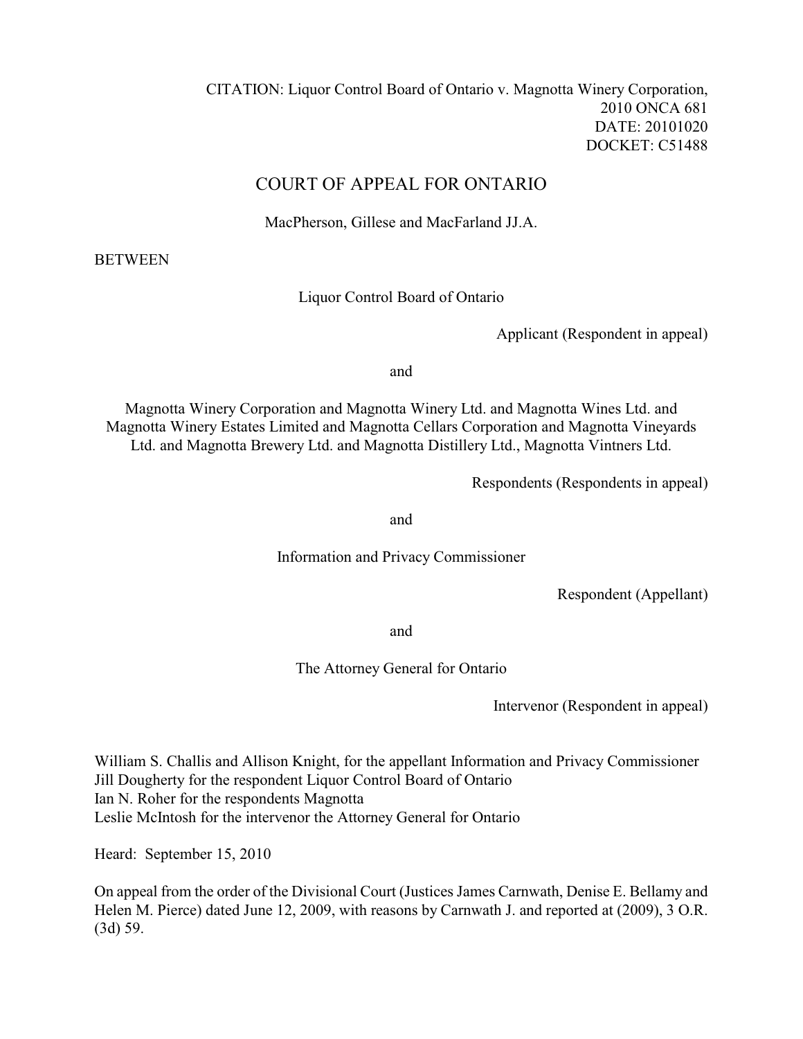CITATION: Liquor Control Board of Ontario v. Magnotta Winery Corporation, 2010 ONCA 681
DATE: 20101020
DOCKET: C51488

# COURT OF APPEAL FOR ONTARIO

MacPherson, Gillese and MacFarland JJ.A.

BETWEEN

Liquor Control Board of Ontario

Applicant (Respondent in appeal)

and

Magnotta Winery Corporation and Magnotta Winery Ltd. and Magnotta Wines Ltd. and Magnotta Winery Estates Limited and Magnotta Cellars Corporation and Magnotta Vineyards Ltd. and Magnotta Brewery Ltd. and Magnotta Distillery Ltd., Magnotta Vintners Ltd.

Respondents (Respondents in appeal)

and

Information and Privacy Commissioner

Respondent (Appellant)

and

The Attorney General for Ontario

Intervenor (Respondent in appeal)

William S. Challis and Allison Knight, for the appellant Information and Privacy Commissioner
Jill Dougherty for the respondent Liquor Control Board of Ontario
Ian N. Roher for the respondents Magnotta
Leslie McIntosh for the intervenor the Attorney General for Ontario

Heard: September 15, 2010

On appeal from the order of the Divisional Court (Justices James Carnwath, Denise E. Bellamy and Helen M. Pierce) dated June 12, 2009, with reasons by Carnwath J. and reported at (2009), 3 O.R. (3d) 59.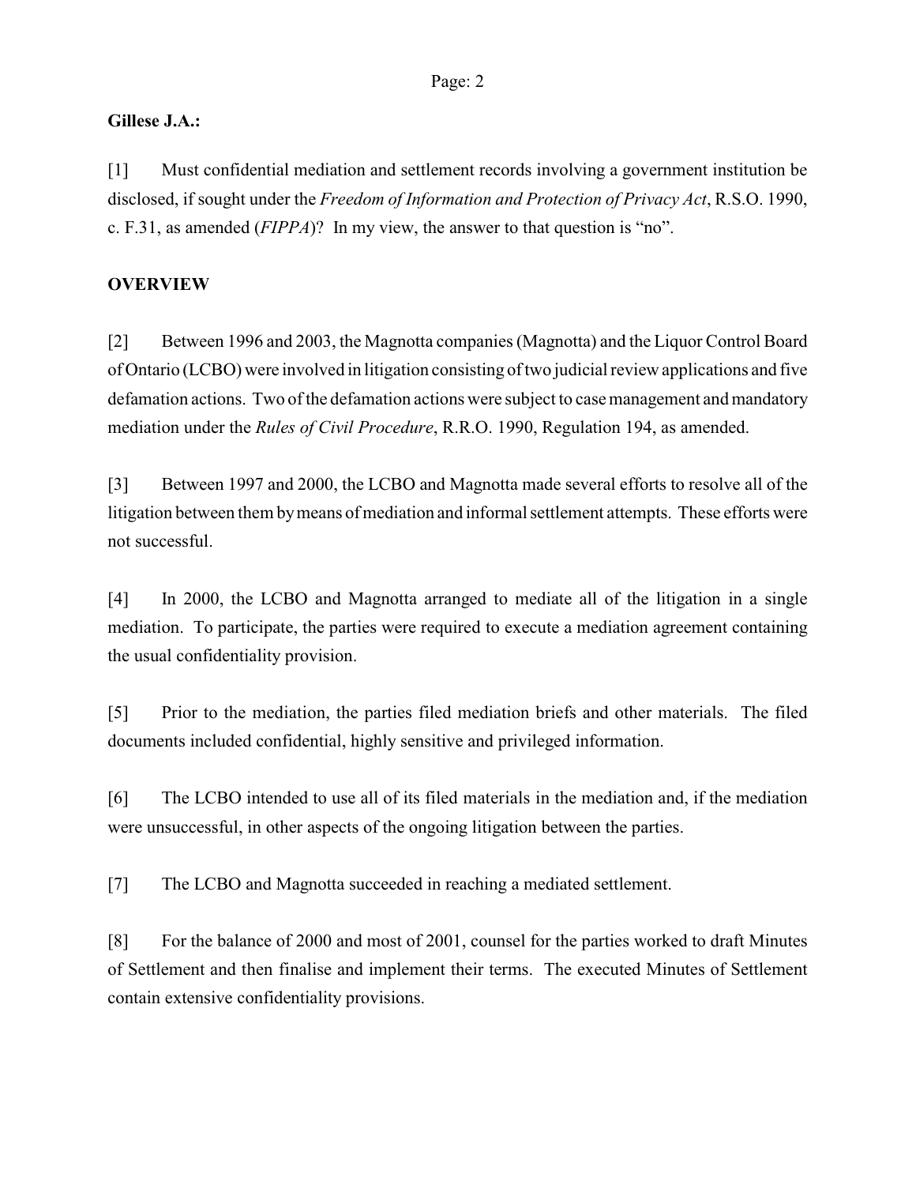**Gillese J.A.:**

[1] Must confidential mediation and settlement records involving a government institution be disclosed, if sought under the *Freedom of Information and Protection of Privacy Act*, R.S.O. 1990, c. F.31, as amended (*FIPPA*)? In my view, the answer to that question is "no".

**OVERVIEW**

[2] Between 1996 and 2003, the Magnotta companies (Magnotta) and the Liquor Control Board of Ontario (LCBO) were involved in litigation consisting of two judicial review applications and five defamation actions. Two of the defamation actions were subject to case management and mandatory mediation under the *Rules of Civil Procedure*, R.R.O. 1990, Regulation 194, as amended.

[3] Between 1997 and 2000, the LCBO and Magnotta made several efforts to resolve all of the litigation between them by means of mediation and informal settlement attempts. These efforts were not successful.

[4] In 2000, the LCBO and Magnotta arranged to mediate all of the litigation in a single mediation. To participate, the parties were required to execute a mediation agreement containing the usual confidentiality provision.

[5] Prior to the mediation, the parties filed mediation briefs and other materials. The filed documents included confidential, highly sensitive and privileged information.

[6] The LCBO intended to use all of its filed materials in the mediation and, if the mediation were unsuccessful, in other aspects of the ongoing litigation between the parties.

[7] The LCBO and Magnotta succeeded in reaching a mediated settlement.

[8] For the balance of 2000 and most of 2001, counsel for the parties worked to draft Minutes of Settlement and then finalise and implement their terms. The executed Minutes of Settlement contain extensive confidentiality provisions.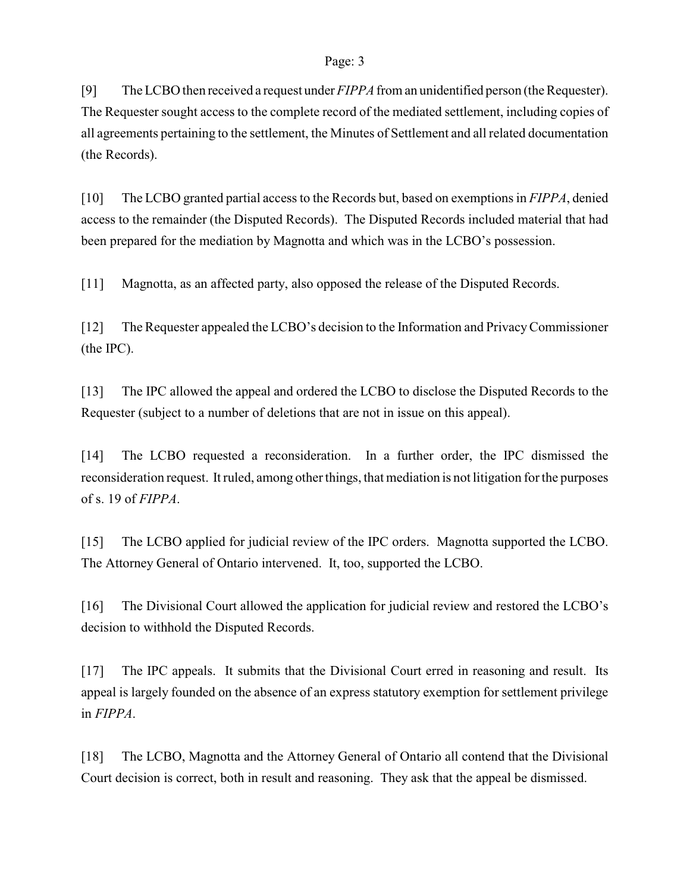[9] The LCBO then received a request under *FIPPA* from an unidentified person (the Requester). The Requester sought access to the complete record of the mediated settlement, including copies of all agreements pertaining to the settlement, the Minutes of Settlement and all related documentation (the Records).

[10] The LCBO granted partial access to the Records but, based on exemptions in *FIPPA*, denied access to the remainder (the Disputed Records). The Disputed Records included material that had been prepared for the mediation by Magnotta and which was in the LCBO's possession.

[11] Magnotta, as an affected party, also opposed the release of the Disputed Records.

[12] The Requester appealed the LCBO's decision to the Information and Privacy Commissioner (the IPC).

[13] The IPC allowed the appeal and ordered the LCBO to disclose the Disputed Records to the Requester (subject to a number of deletions that are not in issue on this appeal).

[14] The LCBO requested a reconsideration. In a further order, the IPC dismissed the reconsideration request. It ruled, among other things, that mediation is not litigation for the purposes of s. 19 of *FIPPA*.

[15] The LCBO applied for judicial review of the IPC orders. Magnotta supported the LCBO. The Attorney General of Ontario intervened. It, too, supported the LCBO.

[16] The Divisional Court allowed the application for judicial review and restored the LCBO's decision to withhold the Disputed Records.

[17] The IPC appeals. It submits that the Divisional Court erred in reasoning and result. Its appeal is largely founded on the absence of an express statutory exemption for settlement privilege in *FIPPA*.

[18] The LCBO, Magnotta and the Attorney General of Ontario all contend that the Divisional Court decision is correct, both in result and reasoning. They ask that the appeal be dismissed.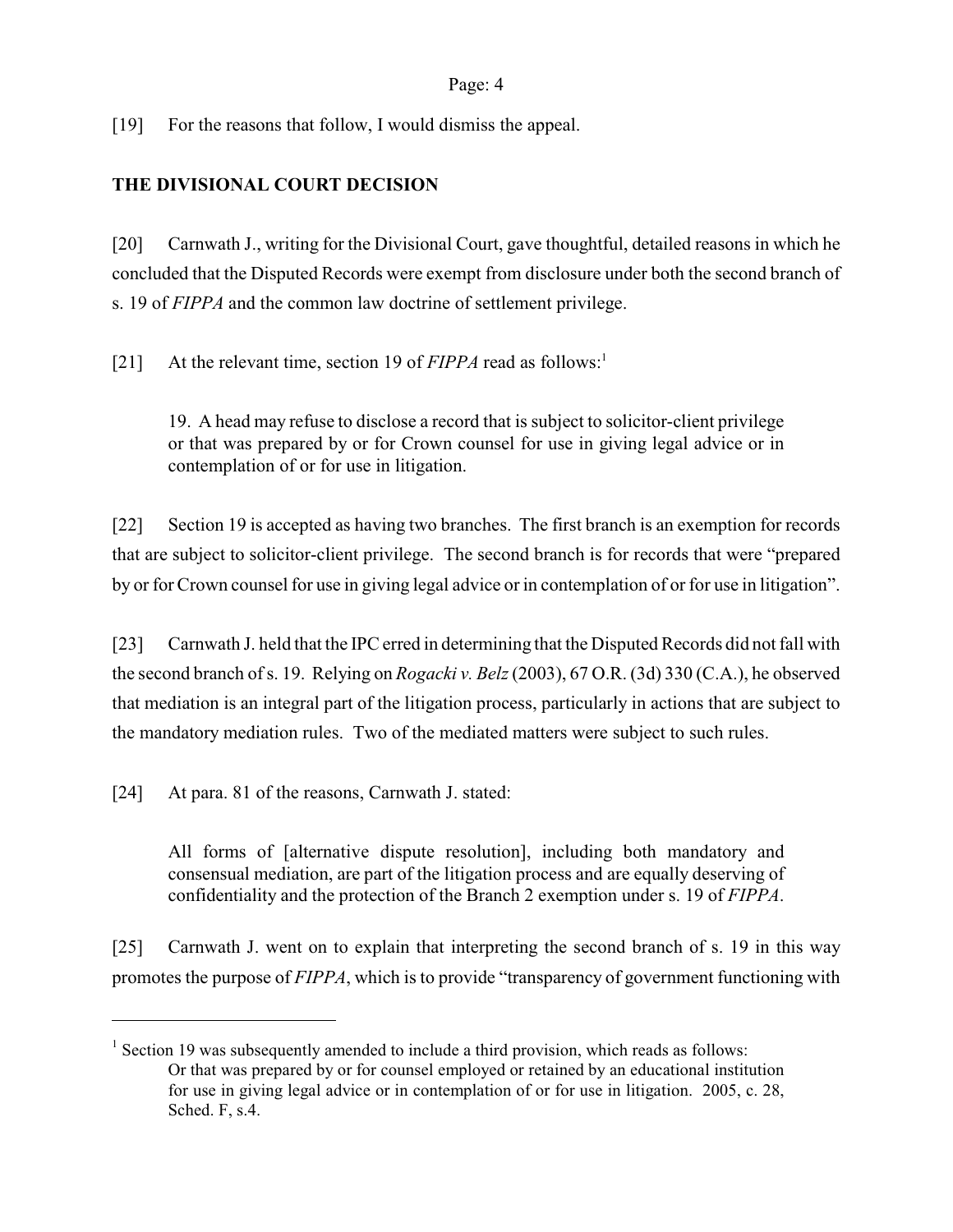[19] For the reasons that follow, I would dismiss the appeal.

## THE DIVISIONAL COURT DECISION

[20] Carnwath J., writing for the Divisional Court, gave thoughtful, detailed reasons in which he concluded that the Disputed Records were exempt from disclosure under both the second branch of s. 19 of *FIPPA* and the common law doctrine of settlement privilege.

[21] At the relevant time, section 19 of *FIPPA* read as follows:[1]

> 19. A head may refuse to disclose a record that is subject to solicitor-client privilege or that was prepared by or for Crown counsel for use in giving legal advice or in contemplation of or for use in litigation.

[22] Section 19 is accepted as having two branches. The first branch is an exemption for records that are subject to solicitor-client privilege. The second branch is for records that were "prepared by or for Crown counsel for use in giving legal advice or in contemplation of or for use in litigation".

[23] Carnwath J. held that the IPC erred in determining that the Disputed Records did not fall with the second branch of s. 19. Relying on *Rogacki v. Belz* (2003), 67 O.R. (3d) 330 (C.A.), he observed that mediation is an integral part of the litigation process, particularly in actions that are subject to the mandatory mediation rules. Two of the mediated matters were subject to such rules.

[24] At para. 81 of the reasons, Carnwath J. stated:

> All forms of [alternative dispute resolution], including both mandatory and consensual mediation, are part of the litigation process and are equally deserving of confidentiality and the protection of the Branch 2 exemption under s. 19 of *FIPPA*.

[25] Carnwath J. went on to explain that interpreting the second branch of s. 19 in this way promotes the purpose of *FIPPA*, which is to provide "transparency of government functioning with

---

[1] Section 19 was subsequently amended to include a third provision, which reads as follows:

> Or that was prepared by or for counsel employed or retained by an educational institution for use in giving legal advice or in contemplation of or for use in litigation. 2005, c. 28, Sched. F, s.4.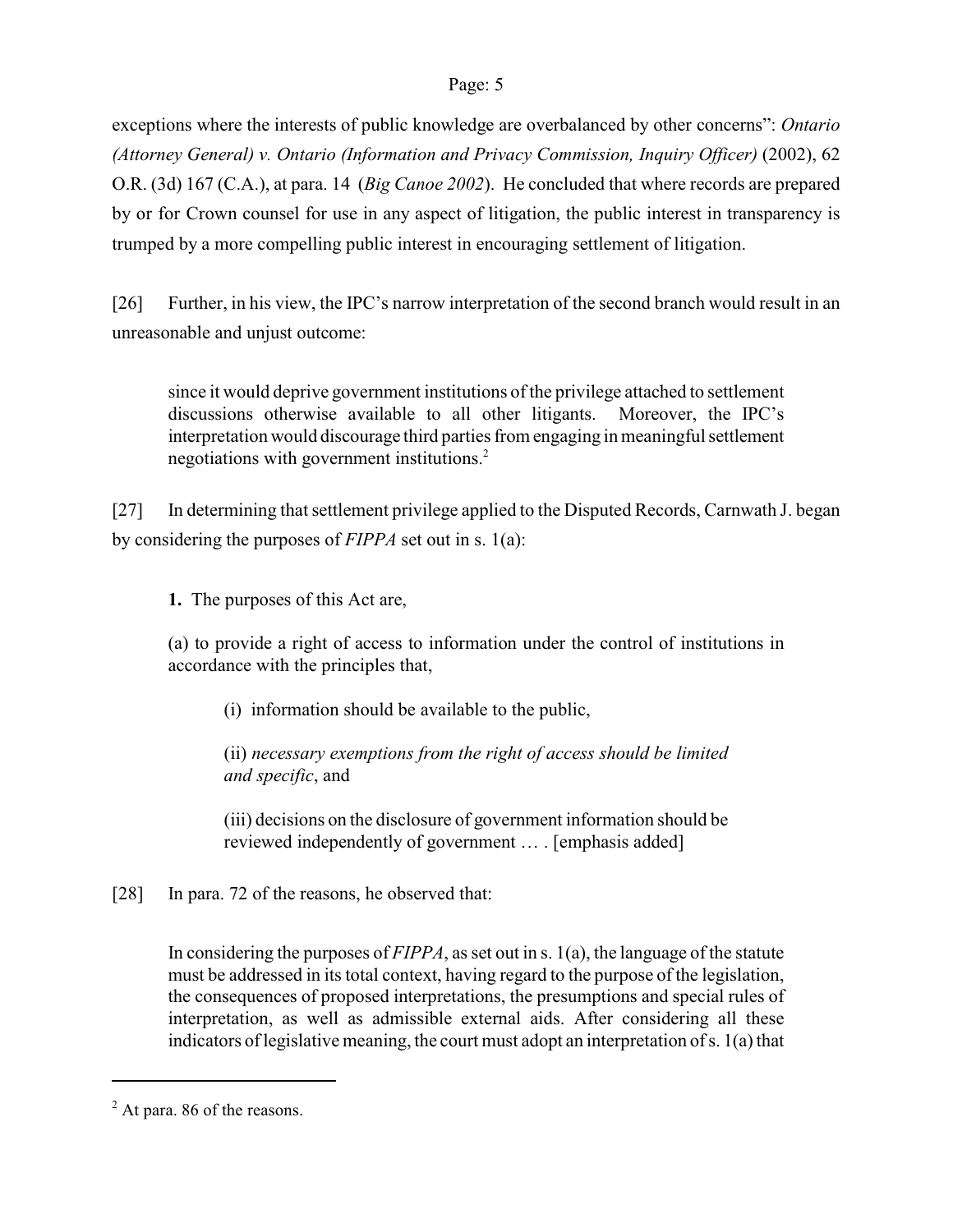exceptions where the interests of public knowledge are overbalanced by other concerns": *Ontario (Attorney General) v. Ontario (Information and Privacy Commission, Inquiry Officer)* (2002), 62 O.R. (3d) 167 (C.A.), at para. 14 (*Big Canoe 2002*). He concluded that where records are prepared by or for Crown counsel for use in any aspect of litigation, the public interest in transparency is trumped by a more compelling public interest in encouraging settlement of litigation.

[26] Further, in his view, the IPC's narrow interpretation of the second branch would result in an unreasonable and unjust outcome:

> since it would deprive government institutions of the privilege attached to settlement discussions otherwise available to all other litigants. Moreover, the IPC's interpretation would discourage third parties from engaging in meaningful settlement negotiations with government institutions.[2]

[27] In determining that settlement privilege applied to the Disputed Records, Carnwath J. began by considering the purposes of *FIPPA* set out in s. 1(a):

> **1.** The purposes of this Act are,
>
> (a) to provide a right of access to information under the control of institutions in accordance with the principles that,
>
> > (i) information should be available to the public,
> >
> > (ii) *necessary exemptions from the right of access should be limited and specific*, and
> >
> > (iii) decisions on the disclosure of government information should be reviewed independently of government … . [emphasis added]

[28] In para. 72 of the reasons, he observed that:

> In considering the purposes of *FIPPA*, as set out in s. 1(a), the language of the statute must be addressed in its total context, having regard to the purpose of the legislation, the consequences of proposed interpretations, the presumptions and special rules of interpretation, as well as admissible external aids. After considering all these indicators of legislative meaning, the court must adopt an interpretation of s. 1(a) that

---

[2] At para. 86 of the reasons.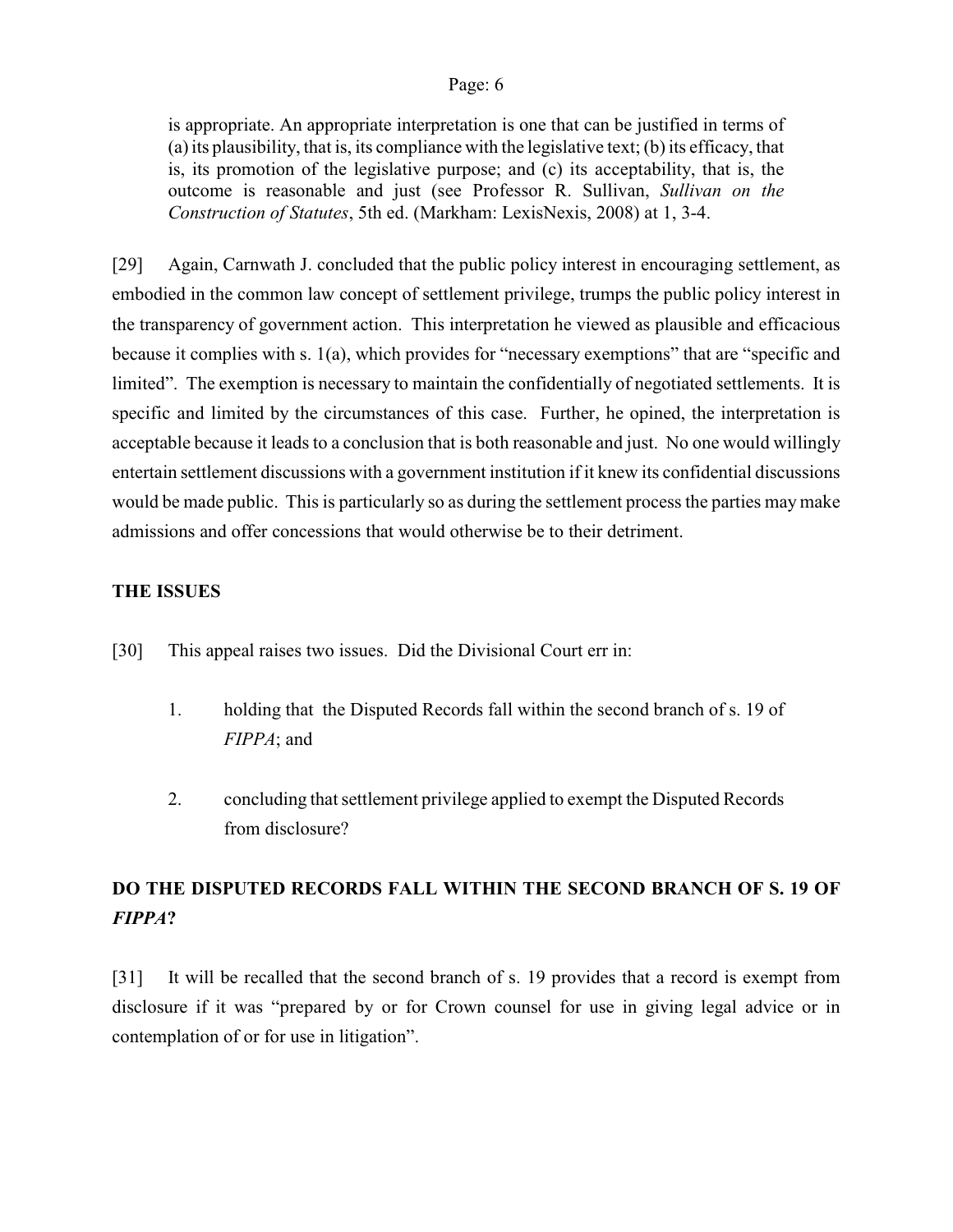> is appropriate. An appropriate interpretation is one that can be justified in terms of (a) its plausibility, that is, its compliance with the legislative text; (b) its efficacy, that is, its promotion of the legislative purpose; and (c) its acceptability, that is, the outcome is reasonable and just (see Professor R. Sullivan, *Sullivan on the Construction of Statutes*, 5th ed. (Markham: LexisNexis, 2008) at 1, 3-4.

[29] Again, Carnwath J. concluded that the public policy interest in encouraging settlement, as embodied in the common law concept of settlement privilege, trumps the public policy interest in the transparency of government action. This interpretation he viewed as plausible and efficacious because it complies with s. 1(a), which provides for "necessary exemptions" that are "specific and limited". The exemption is necessary to maintain the confidentially of negotiated settlements. It is specific and limited by the circumstances of this case. Further, he opined, the interpretation is acceptable because it leads to a conclusion that is both reasonable and just. No one would willingly entertain settlement discussions with a government institution if it knew its confidential discussions would be made public. This is particularly so as during the settlement process the parties may make admissions and offer concessions that would otherwise be to their detriment.

**THE ISSUES**

[30] This appeal raises two issues. Did the Divisional Court err in:

1. holding that the Disputed Records fall within the second branch of s. 19 of *FIPPA*; and

2. concluding that settlement privilege applied to exempt the Disputed Records from disclosure?

## DO THE DISPUTED RECORDS FALL WITHIN THE SECOND BRANCH OF S. 19 OF *FIPPA*?

[31] It will be recalled that the second branch of s. 19 provides that a record is exempt from disclosure if it was "prepared by or for Crown counsel for use in giving legal advice or in contemplation of or for use in litigation".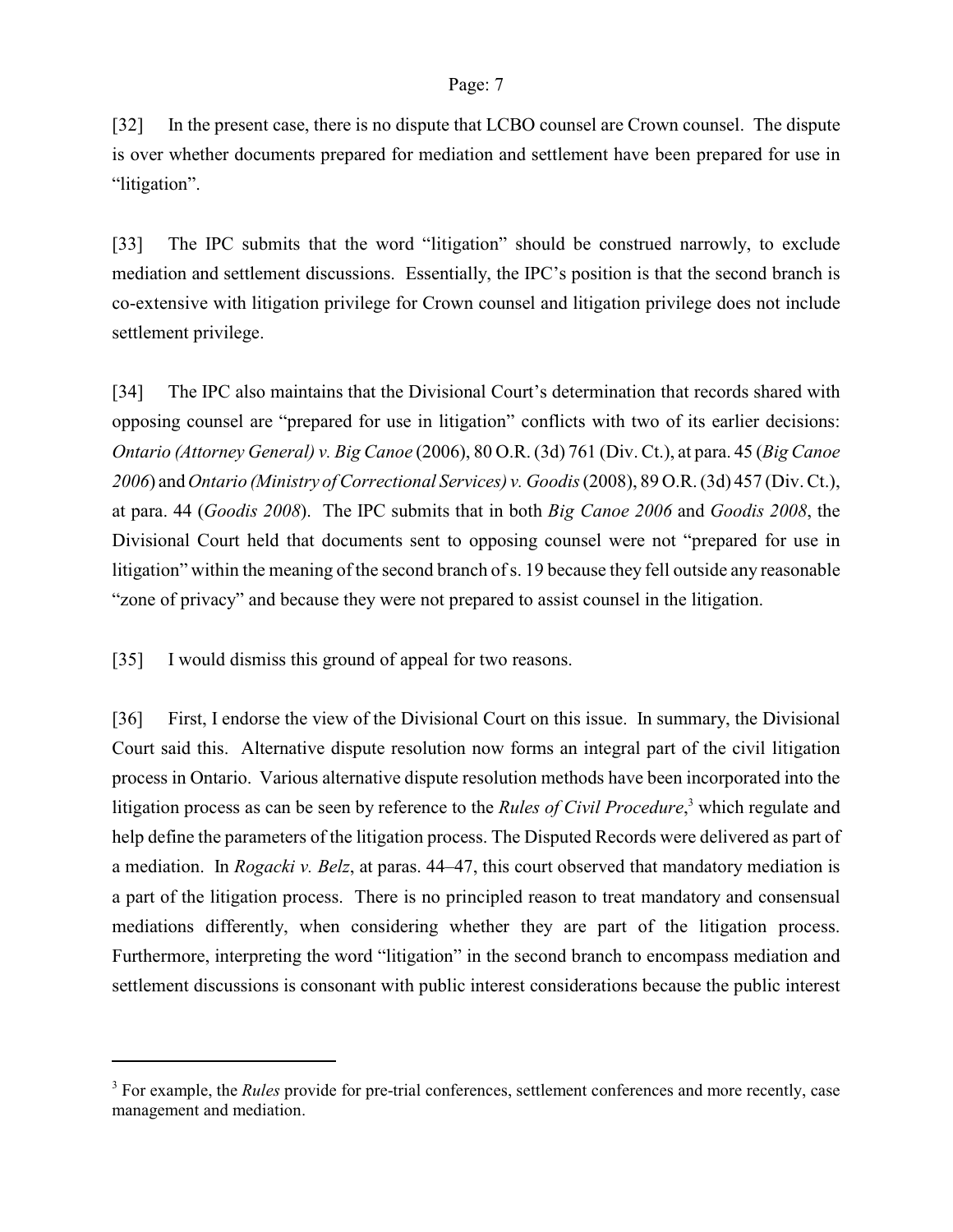[32] In the present case, there is no dispute that LCBO counsel are Crown counsel. The dispute is over whether documents prepared for mediation and settlement have been prepared for use in "litigation".

[33] The IPC submits that the word "litigation" should be construed narrowly, to exclude mediation and settlement discussions. Essentially, the IPC's position is that the second branch is co-extensive with litigation privilege for Crown counsel and litigation privilege does not include settlement privilege.

[34] The IPC also maintains that the Divisional Court's determination that records shared with opposing counsel are "prepared for use in litigation" conflicts with two of its earlier decisions: *Ontario (Attorney General) v. Big Canoe* (2006), 80 O.R. (3d) 761 (Div. Ct.), at para. 45 (*Big Canoe 2006*) and *Ontario (Ministry of Correctional Services) v. Goodis* (2008), 89 O.R. (3d) 457 (Div. Ct.), at para. 44 (*Goodis 2008*). The IPC submits that in both *Big Canoe 2006* and *Goodis 2008*, the Divisional Court held that documents sent to opposing counsel were not "prepared for use in litigation" within the meaning of the second branch of s. 19 because they fell outside any reasonable "zone of privacy" and because they were not prepared to assist counsel in the litigation.

[35] I would dismiss this ground of appeal for two reasons.

[36] First, I endorse the view of the Divisional Court on this issue. In summary, the Divisional Court said this. Alternative dispute resolution now forms an integral part of the civil litigation process in Ontario. Various alternative dispute resolution methods have been incorporated into the litigation process as can be seen by reference to the *Rules of Civil Procedure*,[3] which regulate and help define the parameters of the litigation process. The Disputed Records were delivered as part of a mediation. In *Rogacki v. Belz*, at paras. 44–47, this court observed that mandatory mediation is a part of the litigation process. There is no principled reason to treat mandatory and consensual mediations differently, when considering whether they are part of the litigation process. Furthermore, interpreting the word "litigation" in the second branch to encompass mediation and settlement discussions is consonant with public interest considerations because the public interest

[3] For example, the *Rules* provide for pre-trial conferences, settlement conferences and more recently, case management and mediation.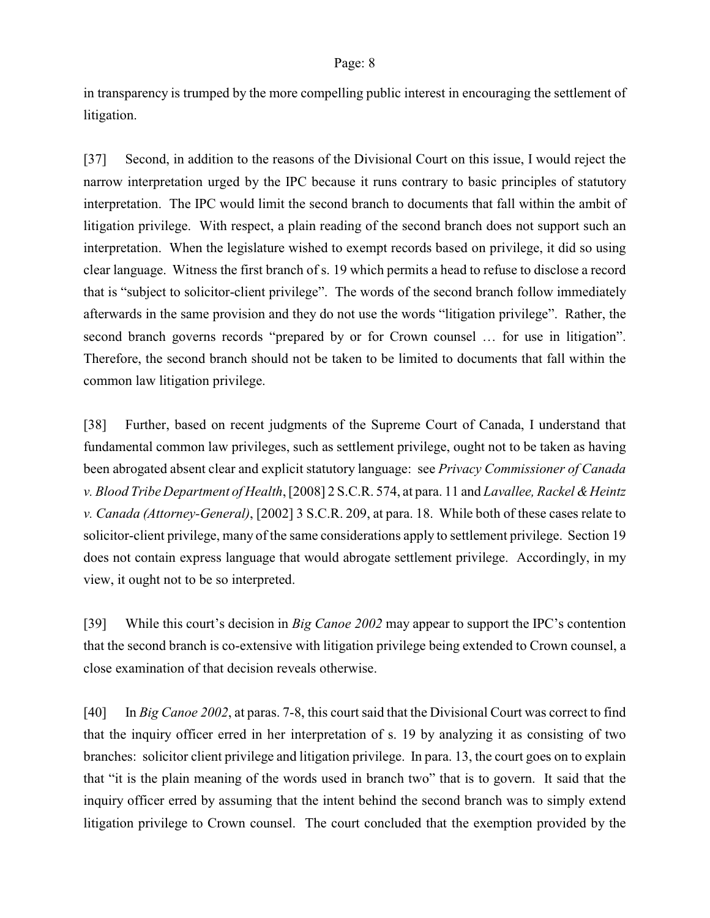in transparency is trumped by the more compelling public interest in encouraging the settlement of litigation.

[37] Second, in addition to the reasons of the Divisional Court on this issue, I would reject the narrow interpretation urged by the IPC because it runs contrary to basic principles of statutory interpretation. The IPC would limit the second branch to documents that fall within the ambit of litigation privilege. With respect, a plain reading of the second branch does not support such an interpretation. When the legislature wished to exempt records based on privilege, it did so using clear language. Witness the first branch of s. 19 which permits a head to refuse to disclose a record that is "subject to solicitor-client privilege". The words of the second branch follow immediately afterwards in the same provision and they do not use the words "litigation privilege". Rather, the second branch governs records "prepared by or for Crown counsel … for use in litigation". Therefore, the second branch should not be taken to be limited to documents that fall within the common law litigation privilege.

[38] Further, based on recent judgments of the Supreme Court of Canada, I understand that fundamental common law privileges, such as settlement privilege, ought not to be taken as having been abrogated absent clear and explicit statutory language: see *Privacy Commissioner of Canada v. Blood Tribe Department of Health*, [2008] 2 S.C.R. 574, at para. 11 and *Lavallee, Rackel & Heintz v. Canada (Attorney-General)*, [2002] 3 S.C.R. 209, at para. 18. While both of these cases relate to solicitor-client privilege, many of the same considerations apply to settlement privilege. Section 19 does not contain express language that would abrogate settlement privilege. Accordingly, in my view, it ought not to be so interpreted.

[39] While this court's decision in *Big Canoe 2002* may appear to support the IPC's contention that the second branch is co-extensive with litigation privilege being extended to Crown counsel, a close examination of that decision reveals otherwise.

[40] In *Big Canoe 2002*, at paras. 7-8, this court said that the Divisional Court was correct to find that the inquiry officer erred in her interpretation of s. 19 by analyzing it as consisting of two branches: solicitor client privilege and litigation privilege. In para. 13, the court goes on to explain that "it is the plain meaning of the words used in branch two" that is to govern. It said that the inquiry officer erred by assuming that the intent behind the second branch was to simply extend litigation privilege to Crown counsel. The court concluded that the exemption provided by the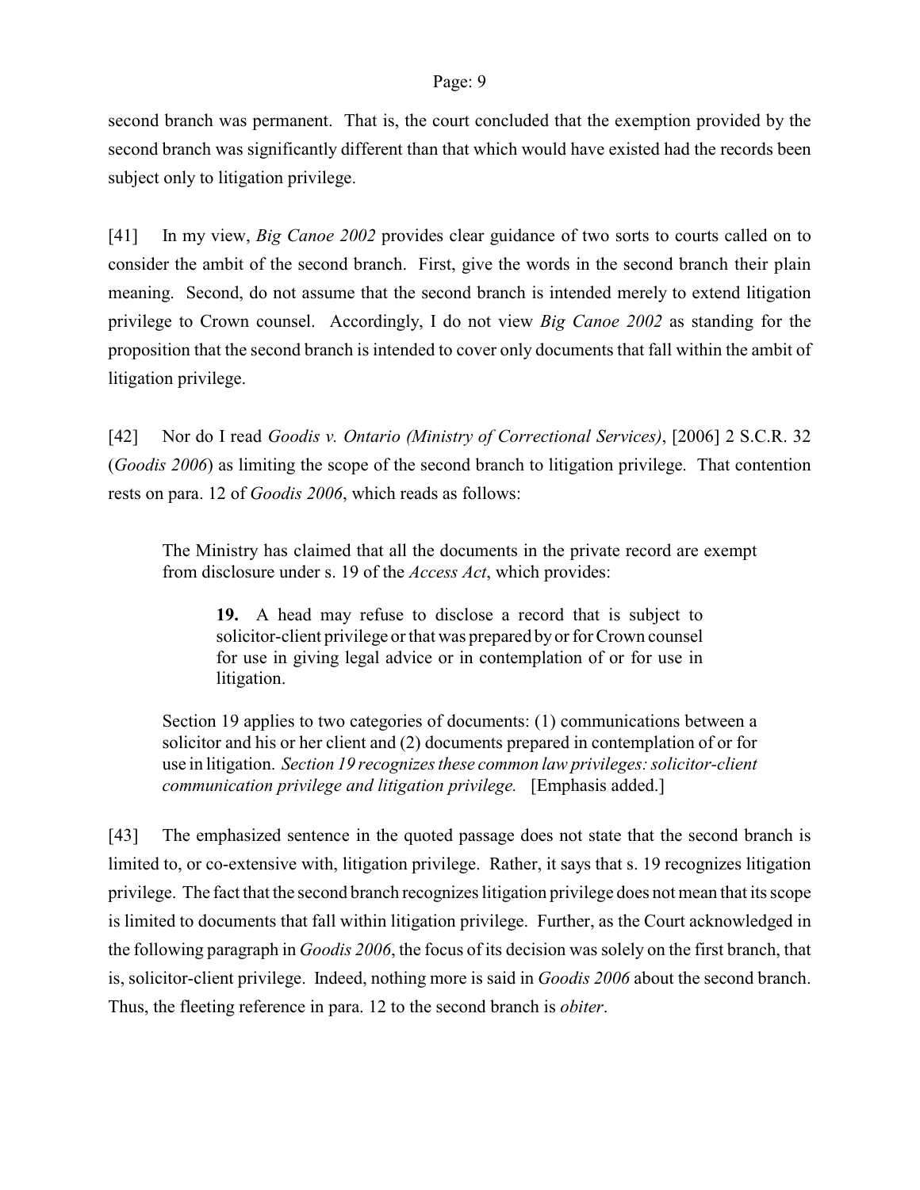second branch was permanent. That is, the court concluded that the exemption provided by the second branch was significantly different than that which would have existed had the records been subject only to litigation privilege.

[41] In my view, *Big Canoe 2002* provides clear guidance of two sorts to courts called on to consider the ambit of the second branch. First, give the words in the second branch their plain meaning. Second, do not assume that the second branch is intended merely to extend litigation privilege to Crown counsel. Accordingly, I do not view *Big Canoe 2002* as standing for the proposition that the second branch is intended to cover only documents that fall within the ambit of litigation privilege.

[42] Nor do I read *Goodis v. Ontario (Ministry of Correctional Services)*, [2006] 2 S.C.R. 32 (*Goodis 2006*) as limiting the scope of the second branch to litigation privilege. That contention rests on para. 12 of *Goodis 2006*, which reads as follows:

> The Ministry has claimed that all the documents in the private record are exempt from disclosure under s. 19 of the *Access Act*, which provides:
>
> > **19.** A head may refuse to disclose a record that is subject to solicitor-client privilege or that was prepared by or for Crown counsel for use in giving legal advice or in contemplation of or for use in litigation.
>
> Section 19 applies to two categories of documents: (1) communications between a solicitor and his or her client and (2) documents prepared in contemplation of or for use in litigation. *Section 19 recognizes these common law privileges: solicitor-client communication privilege and litigation privilege.* [Emphasis added.]

[43] The emphasized sentence in the quoted passage does not state that the second branch is limited to, or co-extensive with, litigation privilege. Rather, it says that s. 19 recognizes litigation privilege. The fact that the second branch recognizes litigation privilege does not mean that its scope is limited to documents that fall within litigation privilege. Further, as the Court acknowledged in the following paragraph in *Goodis 2006*, the focus of its decision was solely on the first branch, that is, solicitor-client privilege. Indeed, nothing more is said in *Goodis 2006* about the second branch. Thus, the fleeting reference in para. 12 to the second branch is *obiter*.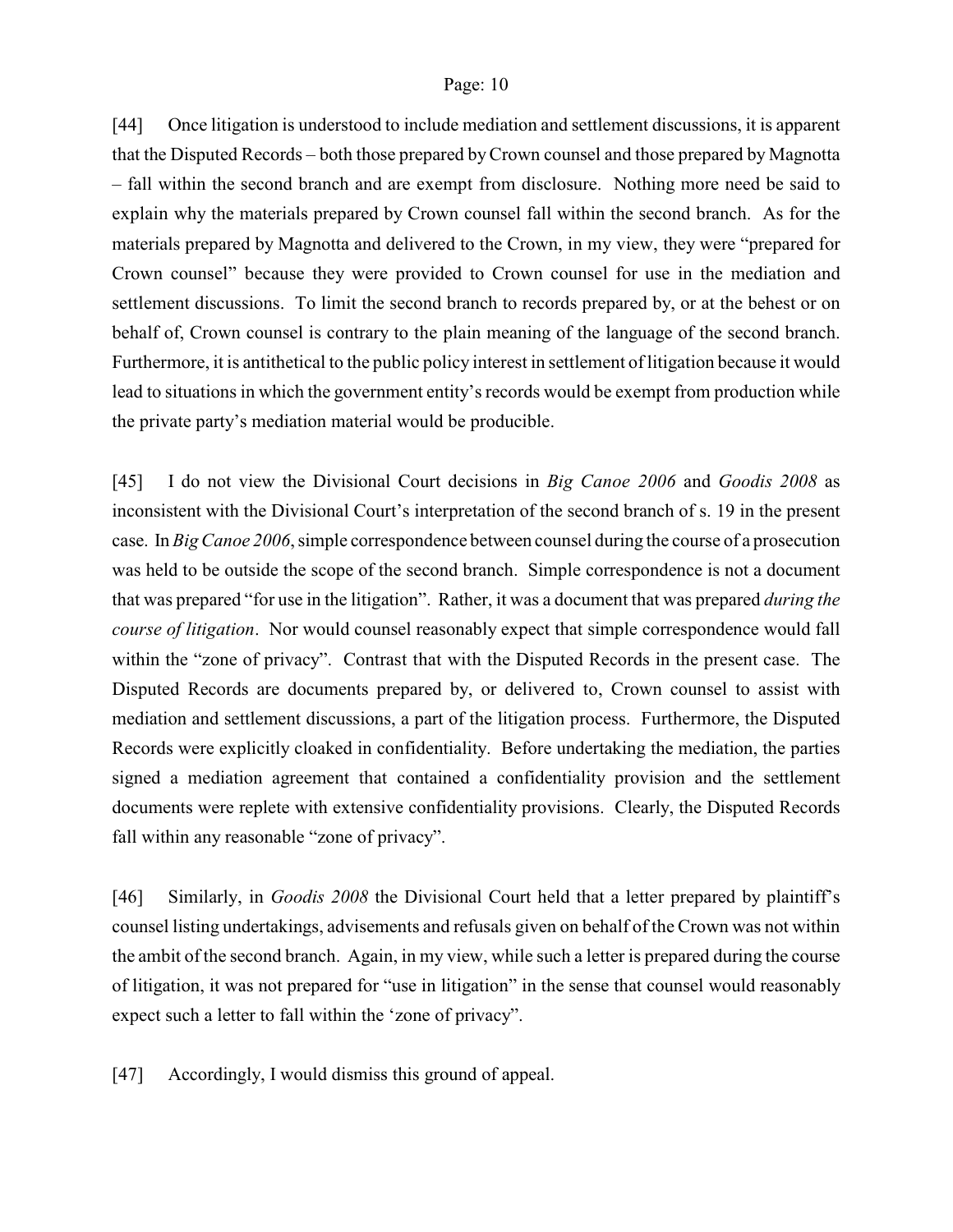[44] Once litigation is understood to include mediation and settlement discussions, it is apparent that the Disputed Records – both those prepared by Crown counsel and those prepared by Magnotta – fall within the second branch and are exempt from disclosure. Nothing more need be said to explain why the materials prepared by Crown counsel fall within the second branch. As for the materials prepared by Magnotta and delivered to the Crown, in my view, they were "prepared for Crown counsel" because they were provided to Crown counsel for use in the mediation and settlement discussions. To limit the second branch to records prepared by, or at the behest or on behalf of, Crown counsel is contrary to the plain meaning of the language of the second branch. Furthermore, it is antithetical to the public policy interest in settlement of litigation because it would lead to situations in which the government entity's records would be exempt from production while the private party's mediation material would be producible.

[45] I do not view the Divisional Court decisions in *Big Canoe 2006* and *Goodis 2008* as inconsistent with the Divisional Court's interpretation of the second branch of s. 19 in the present case. In *Big Canoe 2006*, simple correspondence between counsel during the course of a prosecution was held to be outside the scope of the second branch. Simple correspondence is not a document that was prepared "for use in the litigation". Rather, it was a document that was prepared *during the course of litigation*. Nor would counsel reasonably expect that simple correspondence would fall within the "zone of privacy". Contrast that with the Disputed Records in the present case. The Disputed Records are documents prepared by, or delivered to, Crown counsel to assist with mediation and settlement discussions, a part of the litigation process. Furthermore, the Disputed Records were explicitly cloaked in confidentiality. Before undertaking the mediation, the parties signed a mediation agreement that contained a confidentiality provision and the settlement documents were replete with extensive confidentiality provisions. Clearly, the Disputed Records fall within any reasonable "zone of privacy".

[46] Similarly, in *Goodis 2008* the Divisional Court held that a letter prepared by plaintiff's counsel listing undertakings, advisements and refusals given on behalf of the Crown was not within the ambit of the second branch. Again, in my view, while such a letter is prepared during the course of litigation, it was not prepared for "use in litigation" in the sense that counsel would reasonably expect such a letter to fall within the 'zone of privacy".

[47] Accordingly, I would dismiss this ground of appeal.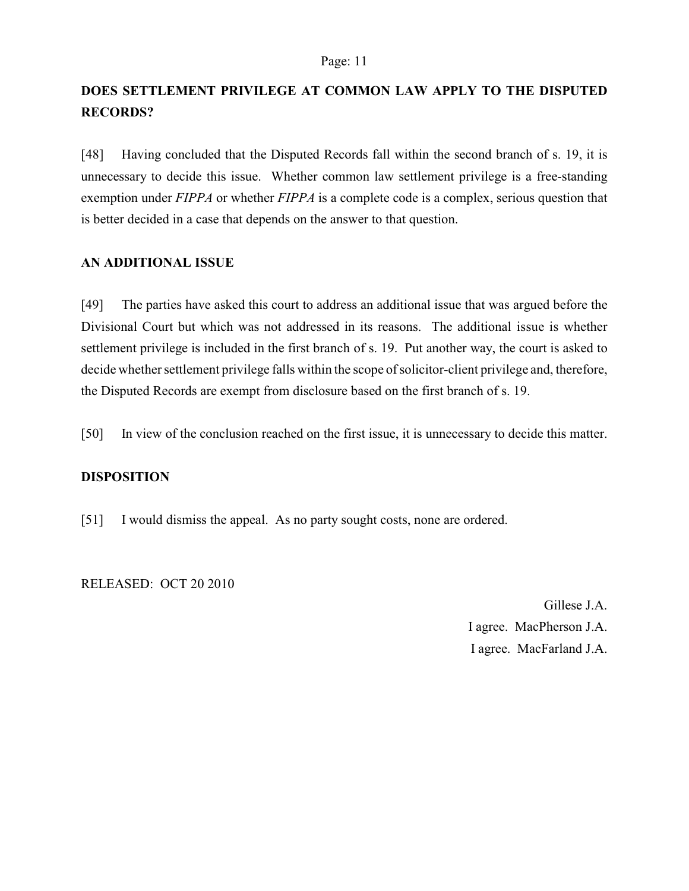## DOES SETTLEMENT PRIVILEGE AT COMMON LAW APPLY TO THE DISPUTED RECORDS?

[48] Having concluded that the Disputed Records fall within the second branch of s. 19, it is unnecessary to decide this issue. Whether common law settlement privilege is a free-standing exemption under *FIPPA* or whether *FIPPA* is a complete code is a complex, serious question that is better decided in a case that depends on the answer to that question.

## AN ADDITIONAL ISSUE

[49] The parties have asked this court to address an additional issue that was argued before the Divisional Court but which was not addressed in its reasons. The additional issue is whether settlement privilege is included in the first branch of s. 19. Put another way, the court is asked to decide whether settlement privilege falls within the scope of solicitor-client privilege and, therefore, the Disputed Records are exempt from disclosure based on the first branch of s. 19.

[50] In view of the conclusion reached on the first issue, it is unnecessary to decide this matter.

## DISPOSITION

[51] I would dismiss the appeal. As no party sought costs, none are ordered.

RELEASED: OCT 20 2010

Gillese J.A.

I agree. MacPherson J.A.

I agree. MacFarland J.A.